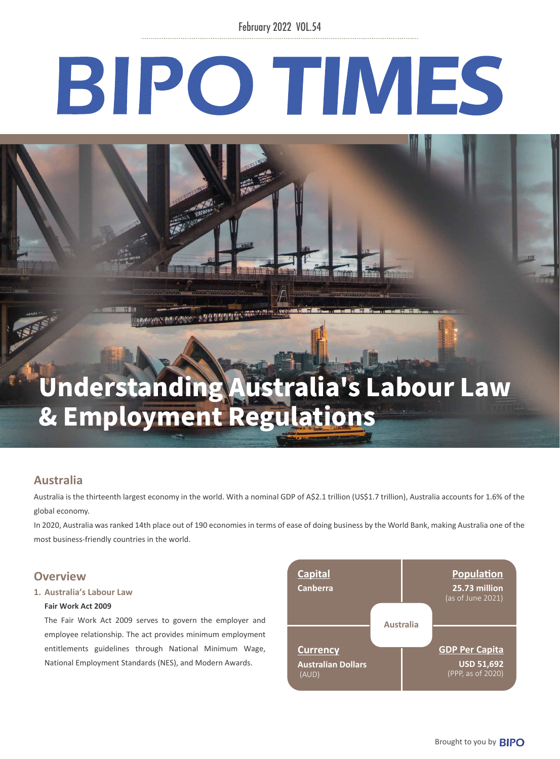February 2022 VOL.54

# BIPO TIMES

# Understanding Australia's Labour Law & Employment Regulations

## Australia

Australia is the thirteenth largest economy in the world. With a nominal GDP of A$2.1 trillion (US$1.7 trillion), Australia accounts for 1.6% of the global economy.

In 2020, Australia was ranked 14th place out of 190 economies in terms of ease of doing business by the World Bank, making Australia one of the most business-friendly countries in the world.

## Overview

### 1. Australia's Labour Law

**Fair Work Act 2009**

The Fair Work Act 2009 serves to govern the employer and employee relationship. The act provides minimum employment entitlements guidelines through National Minimum Wage, National Employment Standards (NES), and Modern Awards.

**Australia**

| Capital | Population |
|---|---|
| **Canberra** | **25.73 million** (as of June 2021) |
| **Currency** | **GDP Per Capita** |
| **Australian Dollars** (AUD) | **USD 51,692** (PPP, as of 2020) |

Brought to you by BIPO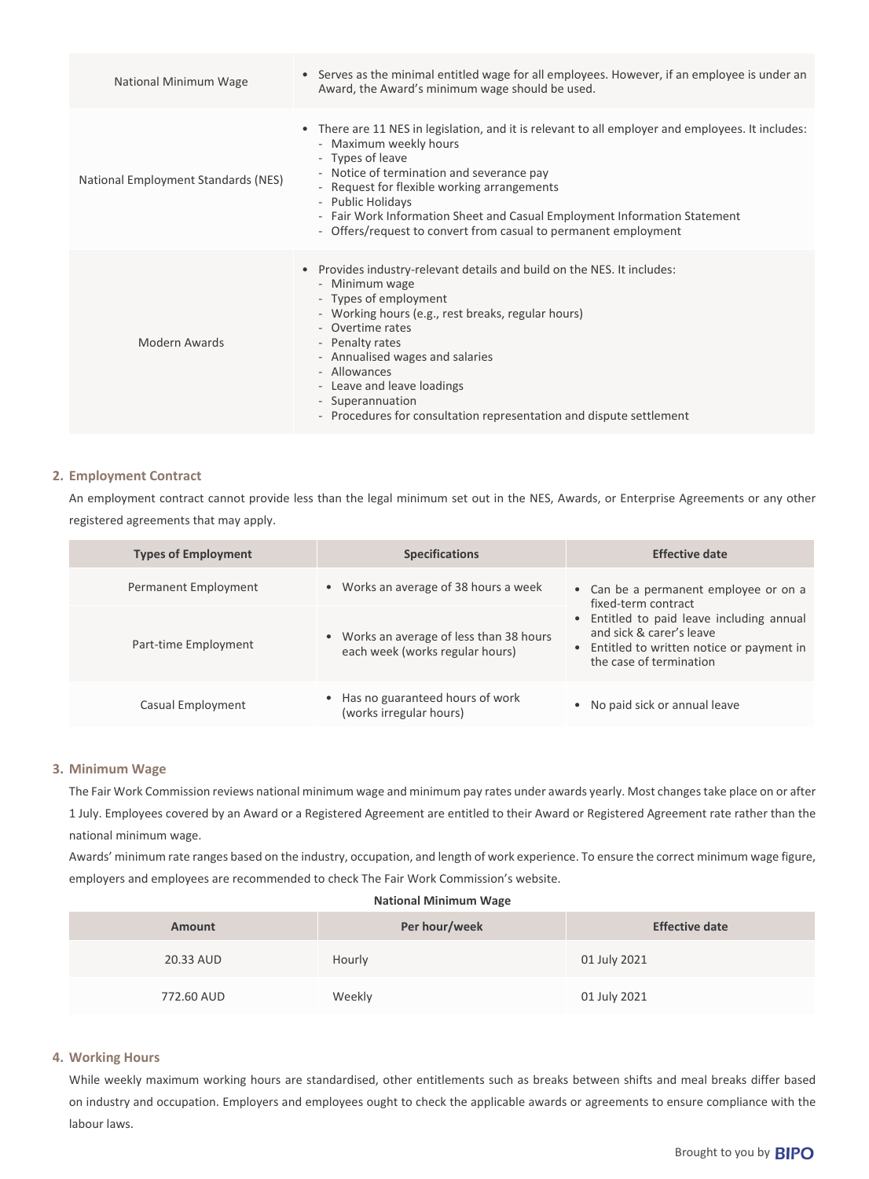| National Minimum Wage | • Serves as the minimal entitled wage for all employees. However, if an employee is under an Award, the Award's minimum wage should be used. |
|---|---|
| National Employment Standards (NES) | • There are 11 NES in legislation, and it is relevant to all employer and employees. It includes:<br>- Maximum weekly hours<br>- Types of leave<br>- Notice of termination and severance pay<br>- Request for flexible working arrangements<br>- Public Holidays<br>- Fair Work Information Sheet and Casual Employment Information Statement<br>- Offers/request to convert from casual to permanent employment |
| Modern Awards | • Provides industry-relevant details and build on the NES. It includes:<br>- Minimum wage<br>- Types of employment<br>- Working hours (e.g., rest breaks, regular hours)<br>- Overtime rates<br>- Penalty rates<br>- Annualised wages and salaries<br>- Allowances<br>- Leave and leave loadings<br>- Superannuation<br>- Procedures for consultation representation and dispute settlement |

## 2. Employment Contract

An employment contract cannot provide less than the legal minimum set out in the NES, Awards, or Enterprise Agreements or any other registered agreements that may apply.

| Types of Employment | Specifications | Effective date |
|---|---|---|
| Permanent Employment | • Works an average of 38 hours a week | • Can be a permanent employee or on a fixed-term contract<br>• Entitled to paid leave including annual and sick & carer's leave<br>• Entitled to written notice or payment in the case of termination |
| Part-time Employment | • Works an average of less than 38 hours each week (works regular hours) | |
| Casual Employment | • Has no guaranteed hours of work (works irregular hours) | • No paid sick or annual leave |

## 3. Minimum Wage

The Fair Work Commission reviews national minimum wage and minimum pay rates under awards yearly. Most changes take place on or after 1 July. Employees covered by an Award or a Registered Agreement are entitled to their Award or Registered Agreement rate rather than the national minimum wage.

Awards' minimum rate ranges based on the industry, occupation, and length of work experience. To ensure the correct minimum wage figure, employers and employees are recommended to check The Fair Work Commission's website.

**National Minimum Wage**

| Amount | Per hour/week | Effective date |
|---|---|---|
| 20.33 AUD | Hourly | 01 July 2021 |
| 772.60 AUD | Weekly | 01 July 2021 |

## 4. Working Hours

While weekly maximum working hours are standardised, other entitlements such as breaks between shifts and meal breaks differ based on industry and occupation. Employers and employees ought to check the applicable awards or agreements to ensure compliance with the labour laws.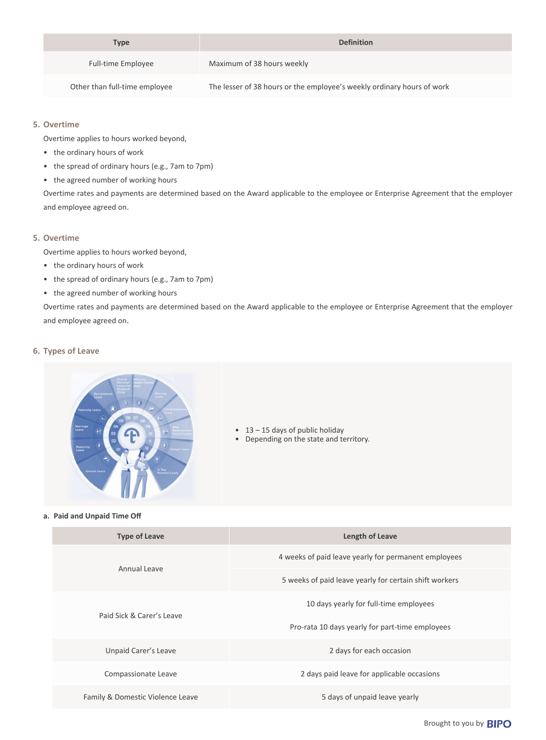| Type | Definition |
|---|---|
| Full-time Employee | Maximum of 38 hours weekly |
| Other than full-time employee | The lesser of 38 hours or the employee's weekly ordinary hours of work |

## 5. Overtime

Overtime applies to hours worked beyond,

- the ordinary hours of work
- the spread of ordinary hours (e.g., 7am to 7pm)
- the agreed number of working hours

Overtime rates and payments are determined based on the Award applicable to the employee or Enterprise Agreement that the employer and employee agreed on.

## 5. Overtime

Overtime applies to hours worked beyond,

- the ordinary hours of work
- the spread of ordinary hours (e.g., 7am to 7pm)
- the agreed number of working hours

Overtime rates and payments are determined based on the Award applicable to the employee or Enterprise Agreement that the employer and employee agreed on.

## 6. Types of Leave

- 13 – 15 days of public holiday
- Depending on the state and territory.

### a. Paid and Unpaid Time Off

| Type of Leave | Length of Leave |
|---|---|
| Annual Leave | 4 weeks of paid leave yearly for permanent employees |
| | 5 weeks of paid leave yearly for certain shift workers |
| Paid Sick & Carer's Leave | 10 days yearly for full-time employees |
| | Pro-rata 10 days yearly for part-time employees |
| Unpaid Carer's Leave | 2 days for each occasion |
| Compassionate Leave | 2 days paid leave for applicable occasions |
| Family & Domestic Violence Leave | 5 days of unpaid leave yearly |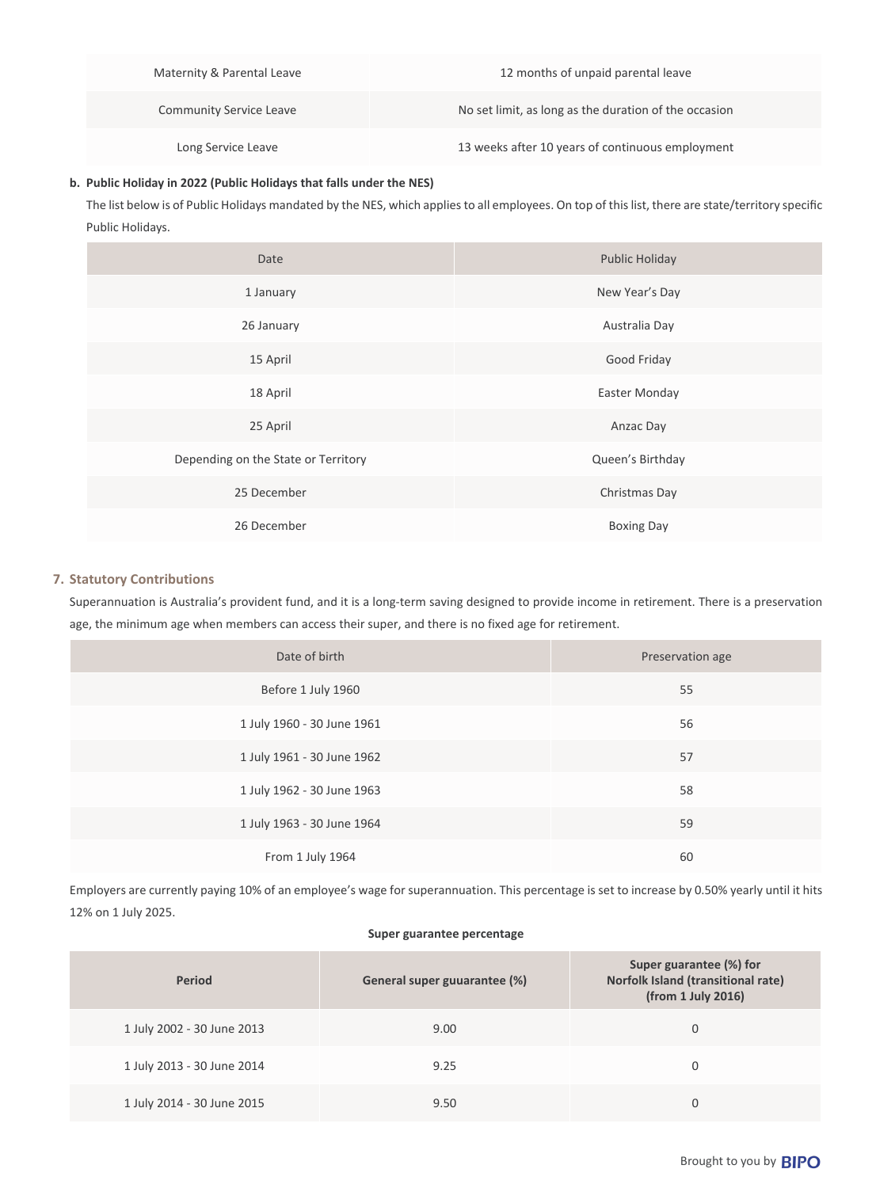| Maternity & Parental Leave | 12 months of unpaid parental leave |
|---|---|
| Community Service Leave | No set limit, as long as the duration of the occasion |
| Long Service Leave | 13 weeks after 10 years of continuous employment |

**b. Public Holiday in 2022 (Public Holidays that falls under the NES)**

The list below is of Public Holidays mandated by the NES, which applies to all employees. On top of this list, there are state/territory specific Public Holidays.

| Date | Public Holiday |
|---|---|
| 1 January | New Year's Day |
| 26 January | Australia Day |
| 15 April | Good Friday |
| 18 April | Easter Monday |
| 25 April | Anzac Day |
| Depending on the State or Territory | Queen's Birthday |
| 25 December | Christmas Day |
| 26 December | Boxing Day |

## 7. Statutory Contributions

Superannuation is Australia's provident fund, and it is a long-term saving designed to provide income in retirement. There is a preservation age, the minimum age when members can access their super, and there is no fixed age for retirement.

| Date of birth | Preservation age |
|---|---|
| Before 1 July 1960 | 55 |
| 1 July 1960 - 30 June 1961 | 56 |
| 1 July 1961 - 30 June 1962 | 57 |
| 1 July 1962 - 30 June 1963 | 58 |
| 1 July 1963 - 30 June 1964 | 59 |
| From 1 July 1964 | 60 |

Employers are currently paying 10% of an employee's wage for superannuation. This percentage is set to increase by 0.50% yearly until it hits 12% on 1 July 2025.

**Super guarantee percentage**

| Period | General super guuarantee (%) | Super guarantee (%) for Norfolk Island (transitional rate) (from 1 July 2016) |
|---|---|---|
| 1 July 2002 - 30 June 2013 | 9.00 | 0 |
| 1 July 2013 - 30 June 2014 | 9.25 | 0 |
| 1 July 2014 - 30 June 2015 | 9.50 | 0 |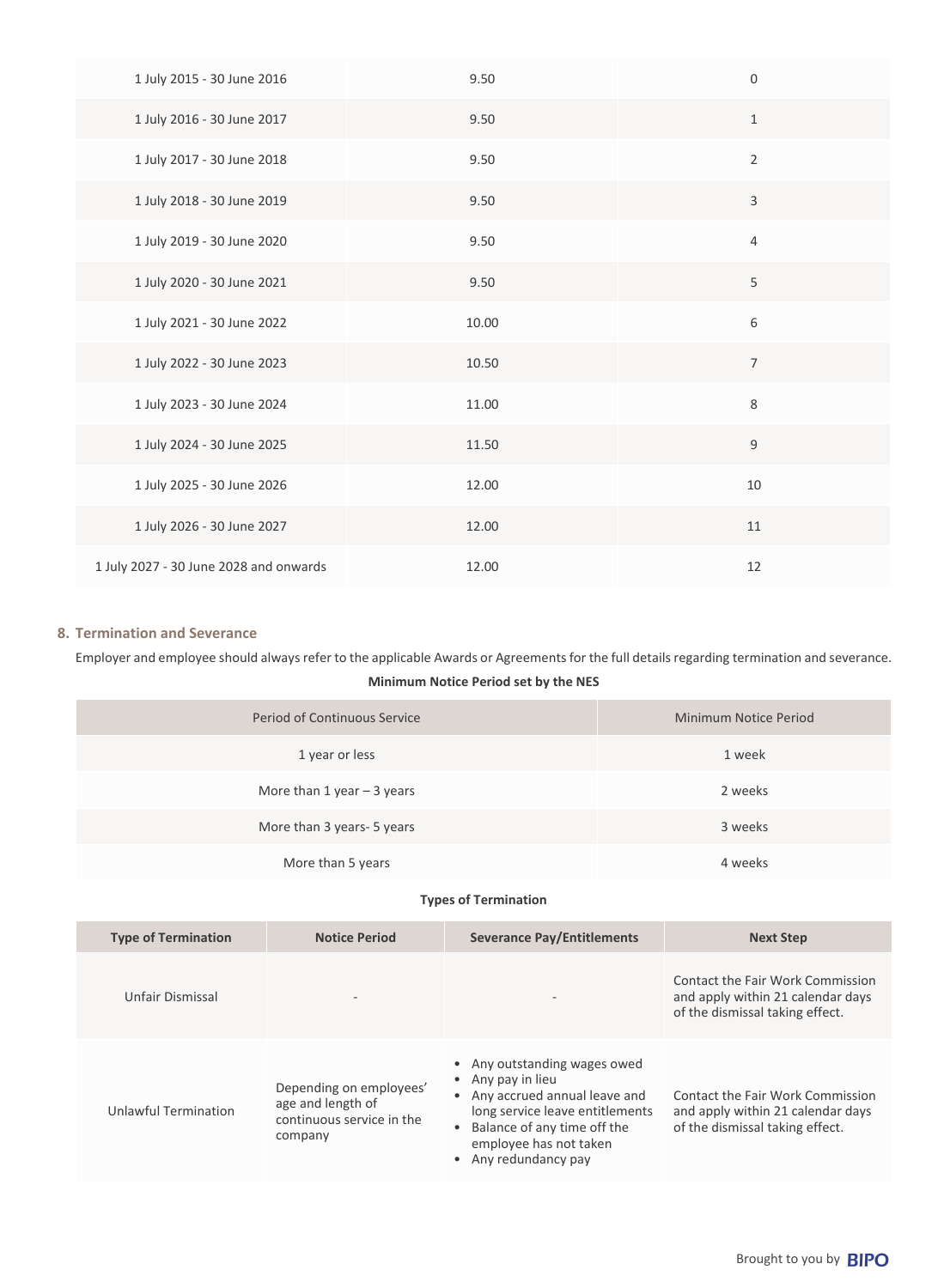| | | |
|---|---|---|
| 1 July 2015 - 30 June 2016 | 9.50 | 0 |
| 1 July 2016 - 30 June 2017 | 9.50 | 1 |
| 1 July 2017 - 30 June 2018 | 9.50 | 2 |
| 1 July 2018 - 30 June 2019 | 9.50 | 3 |
| 1 July 2019 - 30 June 2020 | 9.50 | 4 |
| 1 July 2020 - 30 June 2021 | 9.50 | 5 |
| 1 July 2021 - 30 June 2022 | 10.00 | 6 |
| 1 July 2022 - 30 June 2023 | 10.50 | 7 |
| 1 July 2023 - 30 June 2024 | 11.00 | 8 |
| 1 July 2024 - 30 June 2025 | 11.50 | 9 |
| 1 July 2025 - 30 June 2026 | 12.00 | 10 |
| 1 July 2026 - 30 June 2027 | 12.00 | 11 |
| 1 July 2027 - 30 June 2028 and onwards | 12.00 | 12 |

## 8. Termination and Severance

Employer and employee should always refer to the applicable Awards or Agreements for the full details regarding termination and severance.

**Minimum Notice Period set by the NES**

| Period of Continuous Service | Minimum Notice Period |
|---|---|
| 1 year or less | 1 week |
| More than 1 year – 3 years | 2 weeks |
| More than 3 years- 5 years | 3 weeks |
| More than 5 years | 4 weeks |

**Types of Termination**

| Type of Termination | Notice Period | Severance Pay/Entitlements | Next Step |
|---|---|---|---|
| Unfair Dismissal | - | - | Contact the Fair Work Commission and apply within 21 calendar days of the dismissal taking effect. |
| Unlawful Termination | Depending on employees' age and length of continuous service in the company | • Any outstanding wages owed<br>• Any pay in lieu<br>• Any accrued annual leave and long service leave entitlements<br>• Balance of any time off the employee has not taken<br>• Any redundancy pay | Contact the Fair Work Commission and apply within 21 calendar days of the dismissal taking effect. |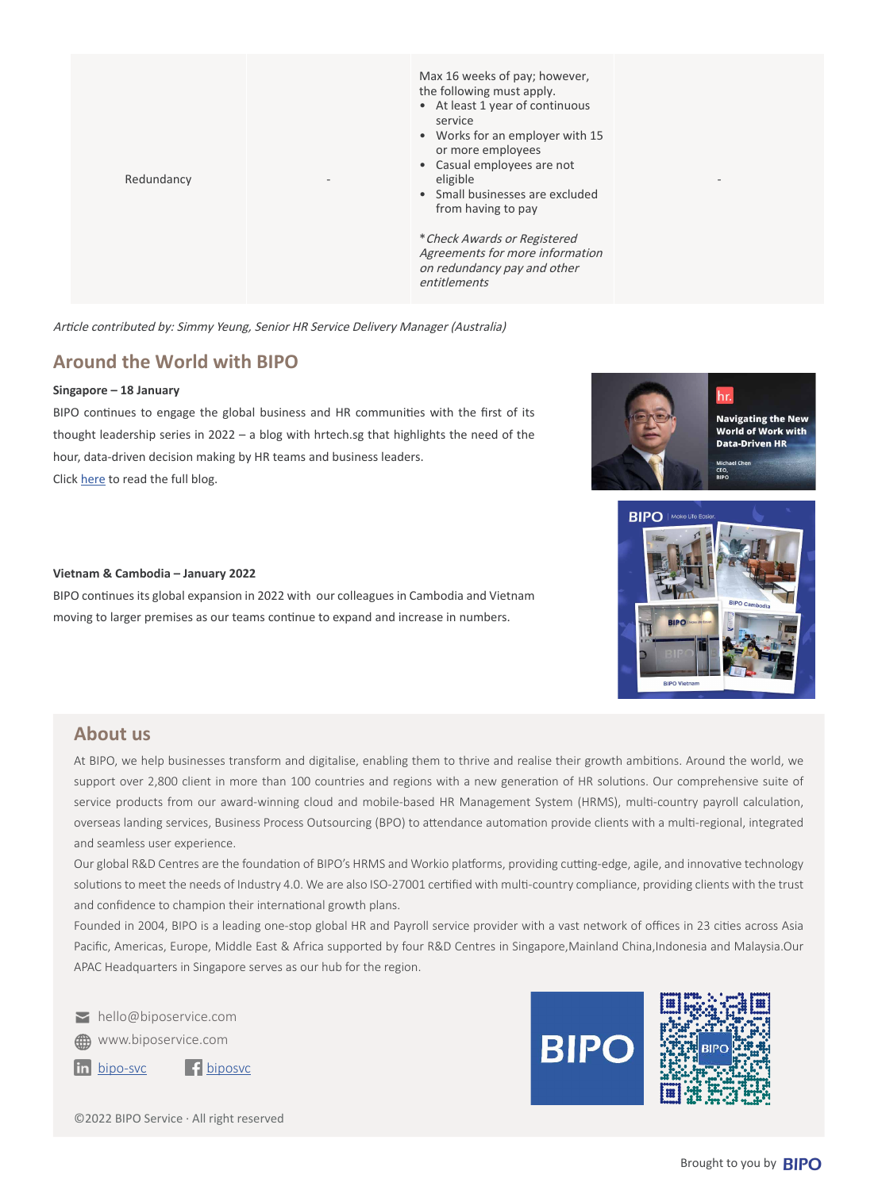| | | | |
|---|---|---|---|
| Redundancy | - | Max 16 weeks of pay; however, the following must apply:<br>• At least 1 year of continuous service<br>• Works for an employer with 15 or more employees<br>• Casual employees are not eligible<br>• Small businesses are excluded from having to pay<br><br>**Check Awards or Registered Agreements for more information on redundancy pay and other entitlements* | - |

*Article contributed by: Simmy Yeung, Senior HR Service Delivery Manager (Australia)*

## Around the World with BIPO

**Singapore – 18 January**

BIPO continues to engage the global business and HR communities with the first of its thought leadership series in 2022 – a blog with hrtech.sg that highlights the need of the hour, data-driven decision making by HR teams and business leaders.

Click here to read the full blog.

**Vietnam & Cambodia – January 2022**

BIPO continues its global expansion in 2022 with our colleagues in Cambodia and Vietnam moving to larger premises as our teams continue to expand and increase in numbers.

## About us

At BIPO, we help businesses transform and digitalise, enabling them to thrive and realise their growth ambitions. Around the world, we support over 2,800 client in more than 100 countries and regions with a new generation of HR solutions. Our comprehensive suite of service products from our award-winning cloud and mobile-based HR Management System (HRMS), multi-country payroll calculation, overseas landing services, Business Process Outsourcing (BPO) to attendance automation provide clients with a multi-regional, integrated and seamless user experience.

Our global R&D Centres are the foundation of BIPO's HRMS and Workio platforms, providing cutting-edge, agile, and innovative technology solutions to meet the needs of Industry 4.0. We are also ISO-27001 certified with multi-country compliance, providing clients with the trust and confidence to champion their international growth plans.

Founded in 2004, BIPO is a leading one-stop global HR and Payroll service provider with a vast network of offices in 23 cities across Asia Pacific, Americas, Europe, Middle East & Africa supported by four R&D Centres in Singapore,Mainland China,Indonesia and Malaysia.Our APAC Headquarters in Singapore serves as our hub for the region.

hello@biposervice.com

www.biposervice.com

bipo-svc

biposvc

©2022 BIPO Service · All right reserved